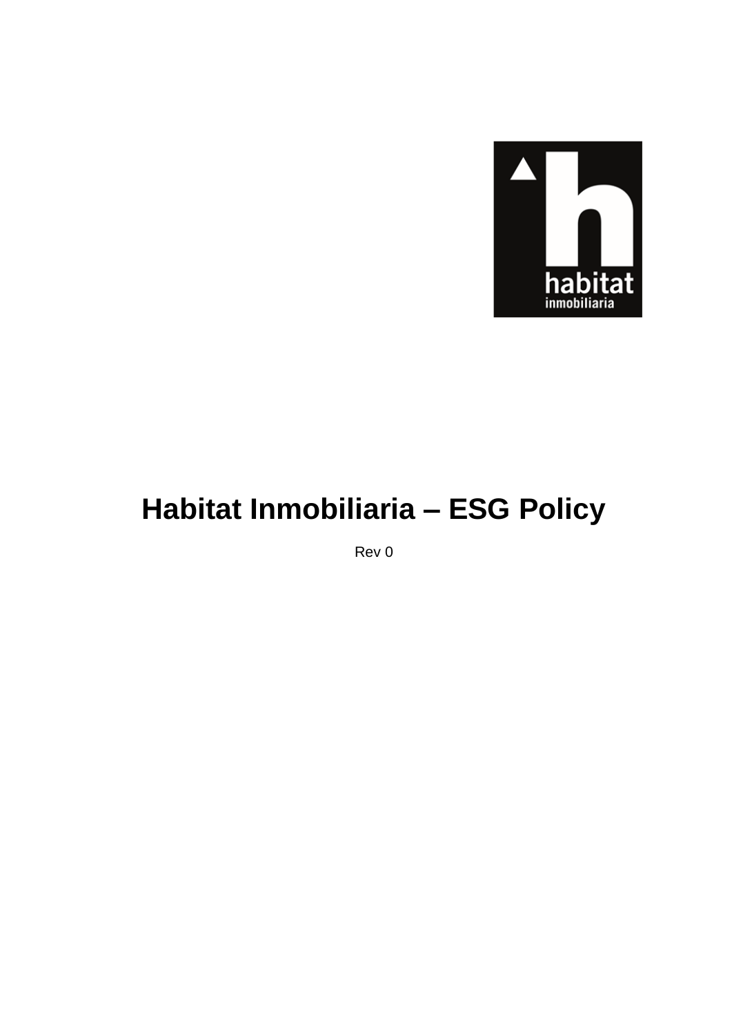# Habitat Inmobiliaria – ESG Policy

Rev 0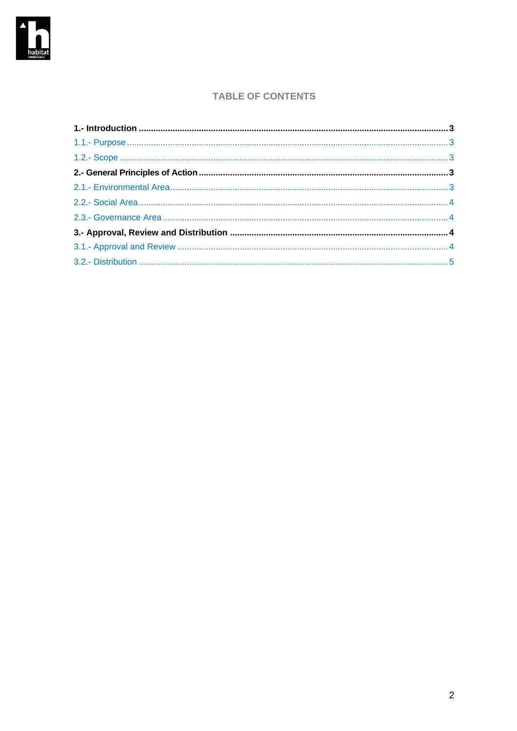## TABLE OF CONTENTS

**1.- Introduction ..... 3**

1.1.- Purpose ..... 3

1.2.- Scope ..... 3

**2.- General Principles of Action ..... 3**

2.1.- Environmental Area ..... 3

2.2.- Social Area ..... 4

2.3.- Governance Area ..... 4

**3.- Approval, Review and Distribution ..... 4**

3.1.- Approval and Review ..... 4

3.2.- Distribution ..... 5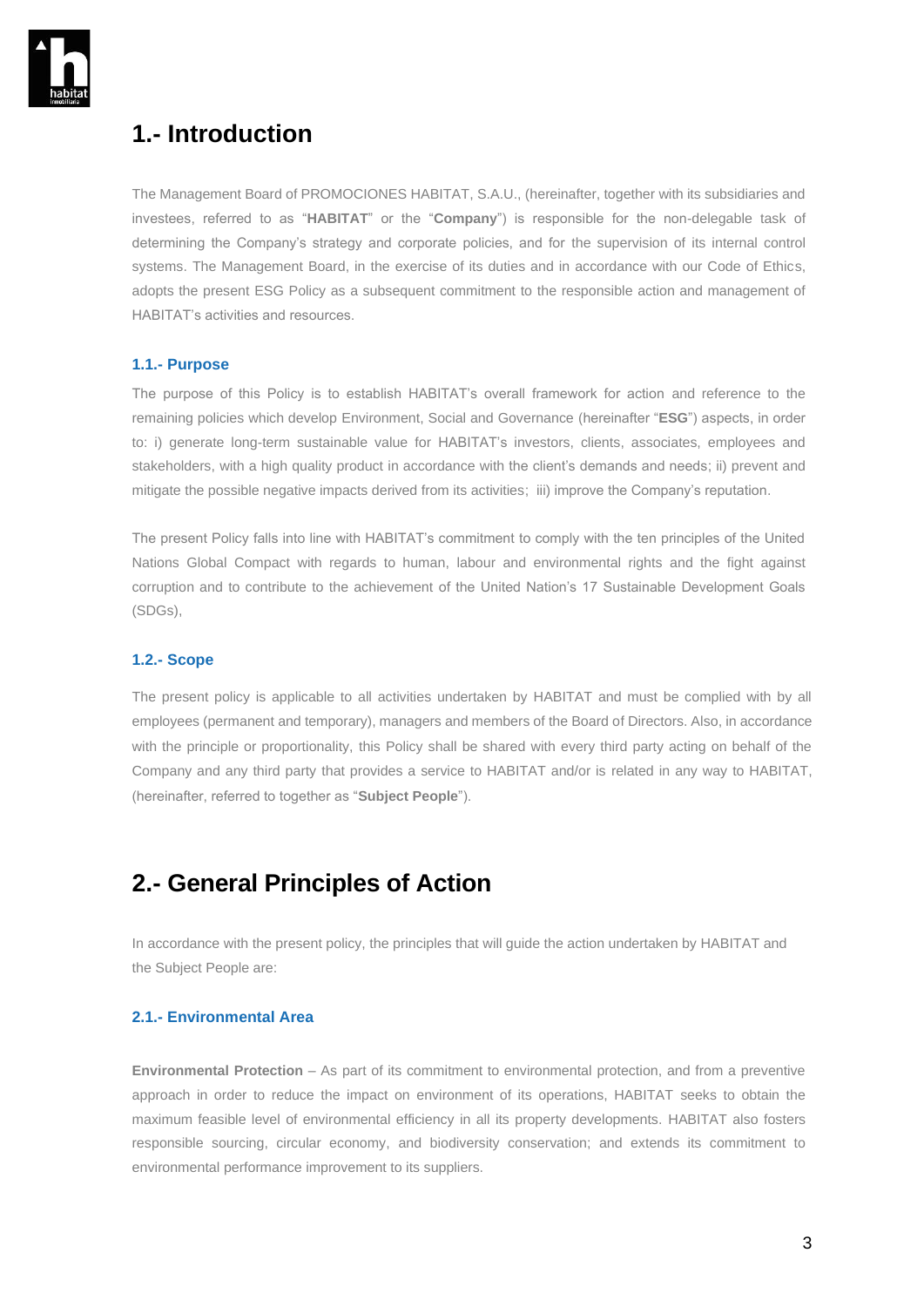# 1.- Introduction

The Management Board of PROMOCIONES HABITAT, S.A.U., (hereinafter, together with its subsidiaries and investees, referred to as "**HABITAT**" or the "**Company**") is responsible for the non-delegable task of determining the Company's strategy and corporate policies, and for the supervision of its internal control systems. The Management Board, in the exercise of its duties and in accordance with our Code of Ethics, adopts the present ESG Policy as a subsequent commitment to the responsible action and management of HABITAT's activities and resources.

## 1.1.- Purpose

The purpose of this Policy is to establish HABITAT's overall framework for action and reference to the remaining policies which develop Environment, Social and Governance (hereinafter "**ESG**") aspects, in order to: i) generate long-term sustainable value for HABITAT's investors, clients, associates, employees and stakeholders, with a high quality product in accordance with the client's demands and needs; ii) prevent and mitigate the possible negative impacts derived from its activities; iii) improve the Company's reputation.

The present Policy falls into line with HABITAT's commitment to comply with the ten principles of the United Nations Global Compact with regards to human, labour and environmental rights and the fight against corruption and to contribute to the achievement of the United Nation's 17 Sustainable Development Goals (SDGs),

## 1.2.- Scope

The present policy is applicable to all activities undertaken by HABITAT and must be complied with by all employees (permanent and temporary), managers and members of the Board of Directors. Also, in accordance with the principle or proportionality, this Policy shall be shared with every third party acting on behalf of the Company and any third party that provides a service to HABITAT and/or is related in any way to HABITAT, (hereinafter, referred to together as "**Subject People**").

# 2.- General Principles of Action

In accordance with the present policy, the principles that will guide the action undertaken by HABITAT and the Subject People are:

## 2.1.- Environmental Area

**Environmental Protection** – As part of its commitment to environmental protection, and from a preventive approach in order to reduce the impact on environment of its operations, HABITAT seeks to obtain the maximum feasible level of environmental efficiency in all its property developments. HABITAT also fosters responsible sourcing, circular economy, and biodiversity conservation; and extends its commitment to environmental performance improvement to its suppliers.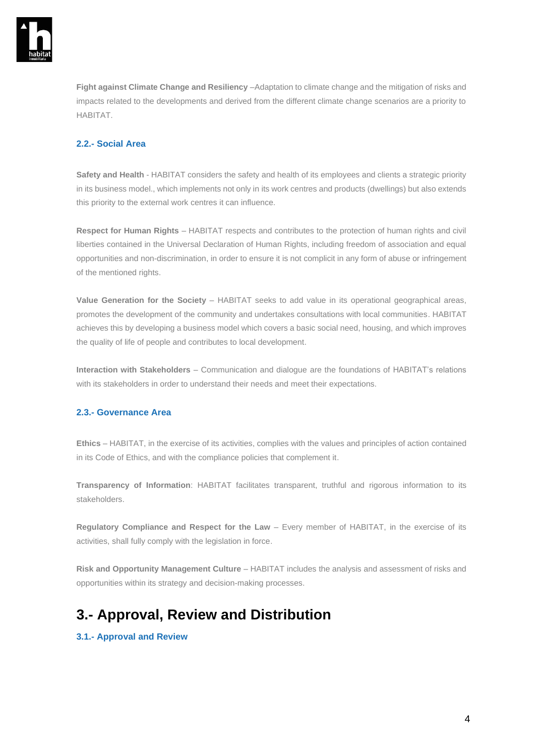**Fight against Climate Change and Resiliency** –Adaptation to climate change and the mitigation of risks and impacts related to the developments and derived from the different climate change scenarios are a priority to HABITAT.

### 2.2.- Social Area

**Safety and Health** - HABITAT considers the safety and health of its employees and clients a strategic priority in its business model., which implements not only in its work centres and products (dwellings) but also extends this priority to the external work centres it can influence.

**Respect for Human Rights** – HABITAT respects and contributes to the protection of human rights and civil liberties contained in the Universal Declaration of Human Rights, including freedom of association and equal opportunities and non-discrimination, in order to ensure it is not complicit in any form of abuse or infringement of the mentioned rights.

**Value Generation for the Society** – HABITAT seeks to add value in its operational geographical areas, promotes the development of the community and undertakes consultations with local communities. HABITAT achieves this by developing a business model which covers a basic social need, housing, and which improves the quality of life of people and contributes to local development.

**Interaction with Stakeholders** – Communication and dialogue are the foundations of HABITAT's relations with its stakeholders in order to understand their needs and meet their expectations.

### 2.3.- Governance Area

**Ethics** – HABITAT, in the exercise of its activities, complies with the values and principles of action contained in its Code of Ethics, and with the compliance policies that complement it.

**Transparency of Information**: HABITAT facilitates transparent, truthful and rigorous information to its stakeholders.

**Regulatory Compliance and Respect for the Law** – Every member of HABITAT, in the exercise of its activities, shall fully comply with the legislation in force.

**Risk and Opportunity Management Culture** – HABITAT includes the analysis and assessment of risks and opportunities within its strategy and decision-making processes.

## 3.- Approval, Review and Distribution

### 3.1.- Approval and Review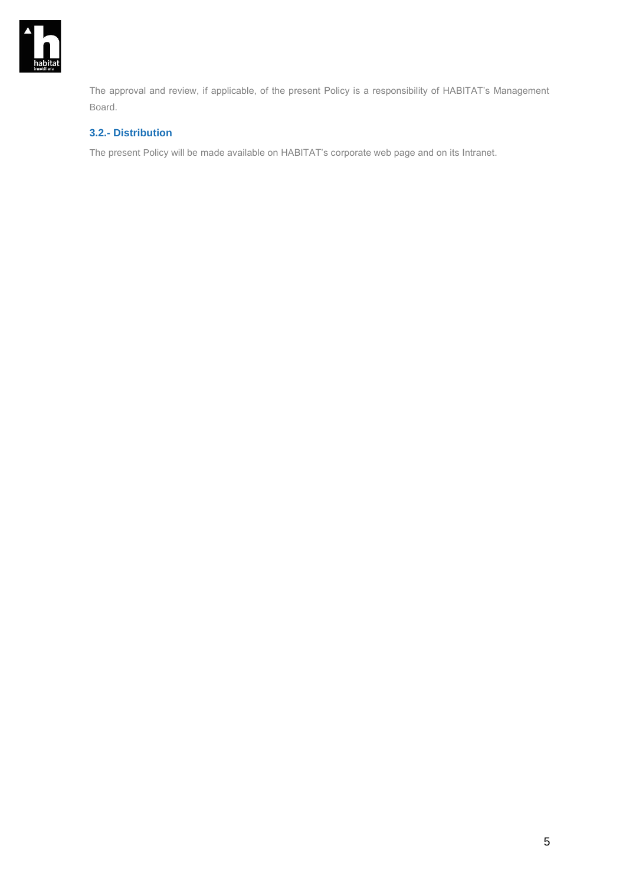The approval and review, if applicable, of the present Policy is a responsibility of HABITAT's Management Board.

### 3.2.- Distribution

The present Policy will be made available on HABITAT's corporate web page and on its Intranet.